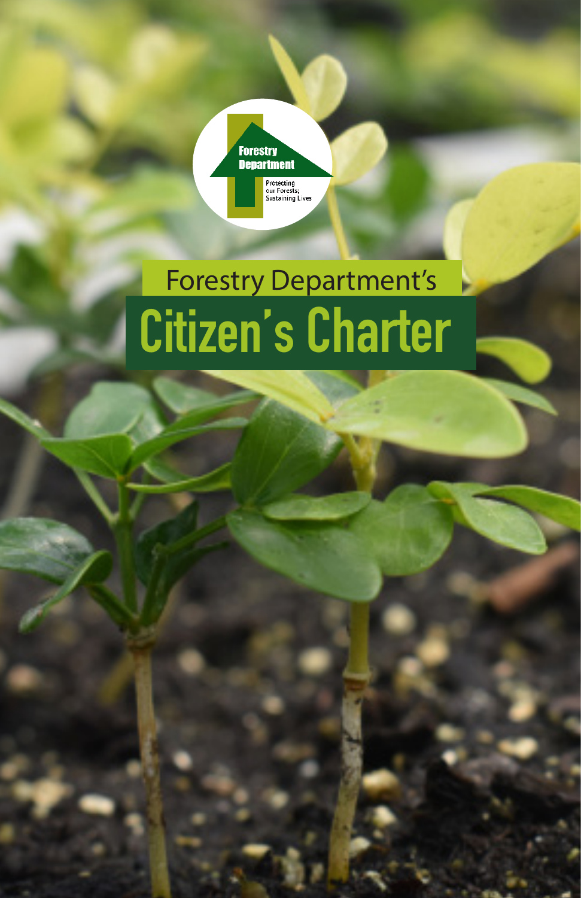Forestry Department

Protecting our Forests; Sustaining Lives

Forestry Department's

# Citizen's Charter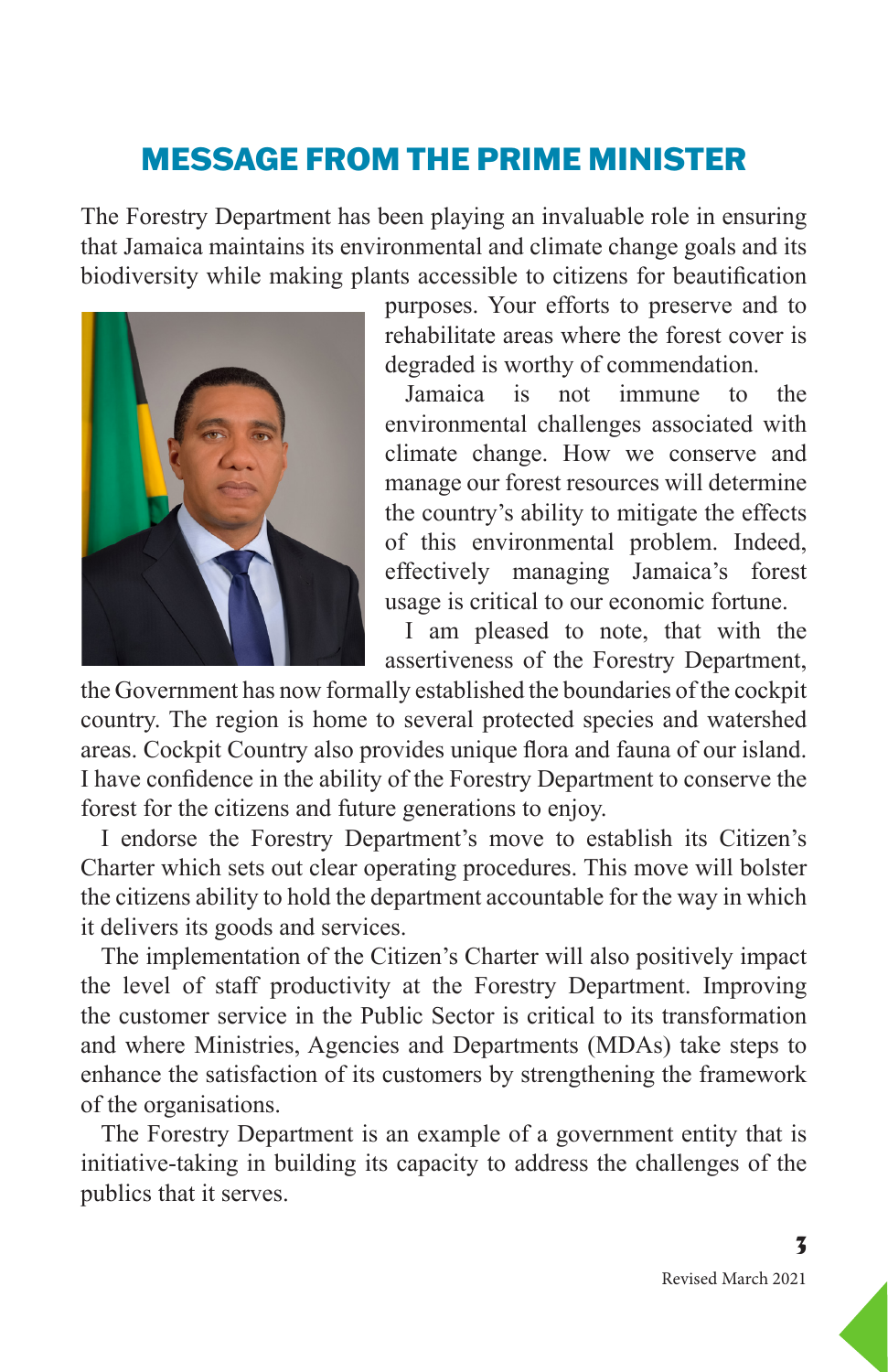# MESSAGE FROM THE PRIME MINISTER

The Forestry Department has been playing an invaluable role in ensuring that Jamaica maintains its environmental and climate change goals and its biodiversity while making plants accessible to citizens for beautification purposes. Your efforts to preserve and to rehabilitate areas where the forest cover is degraded is worthy of commendation.

Jamaica is not immune to the environmental challenges associated with climate change. How we conserve and manage our forest resources will determine the country's ability to mitigate the effects of this environmental problem. Indeed, effectively managing Jamaica's forest usage is critical to our economic fortune.

I am pleased to note, that with the assertiveness of the Forestry Department, the Government has now formally established the boundaries of the cockpit country. The region is home to several protected species and watershed areas. Cockpit Country also provides unique flora and fauna of our island. I have confidence in the ability of the Forestry Department to conserve the forest for the citizens and future generations to enjoy.

I endorse the Forestry Department's move to establish its Citizen's Charter which sets out clear operating procedures. This move will bolster the citizens ability to hold the department accountable for the way in which it delivers its goods and services.

The implementation of the Citizen's Charter will also positively impact the level of staff productivity at the Forestry Department. Improving the customer service in the Public Sector is critical to its transformation and where Ministries, Agencies and Departments (MDAs) take steps to enhance the satisfaction of its customers by strengthening the framework of the organisations.

The Forestry Department is an example of a government entity that is initiative-taking in building its capacity to address the challenges of the publics that it serves.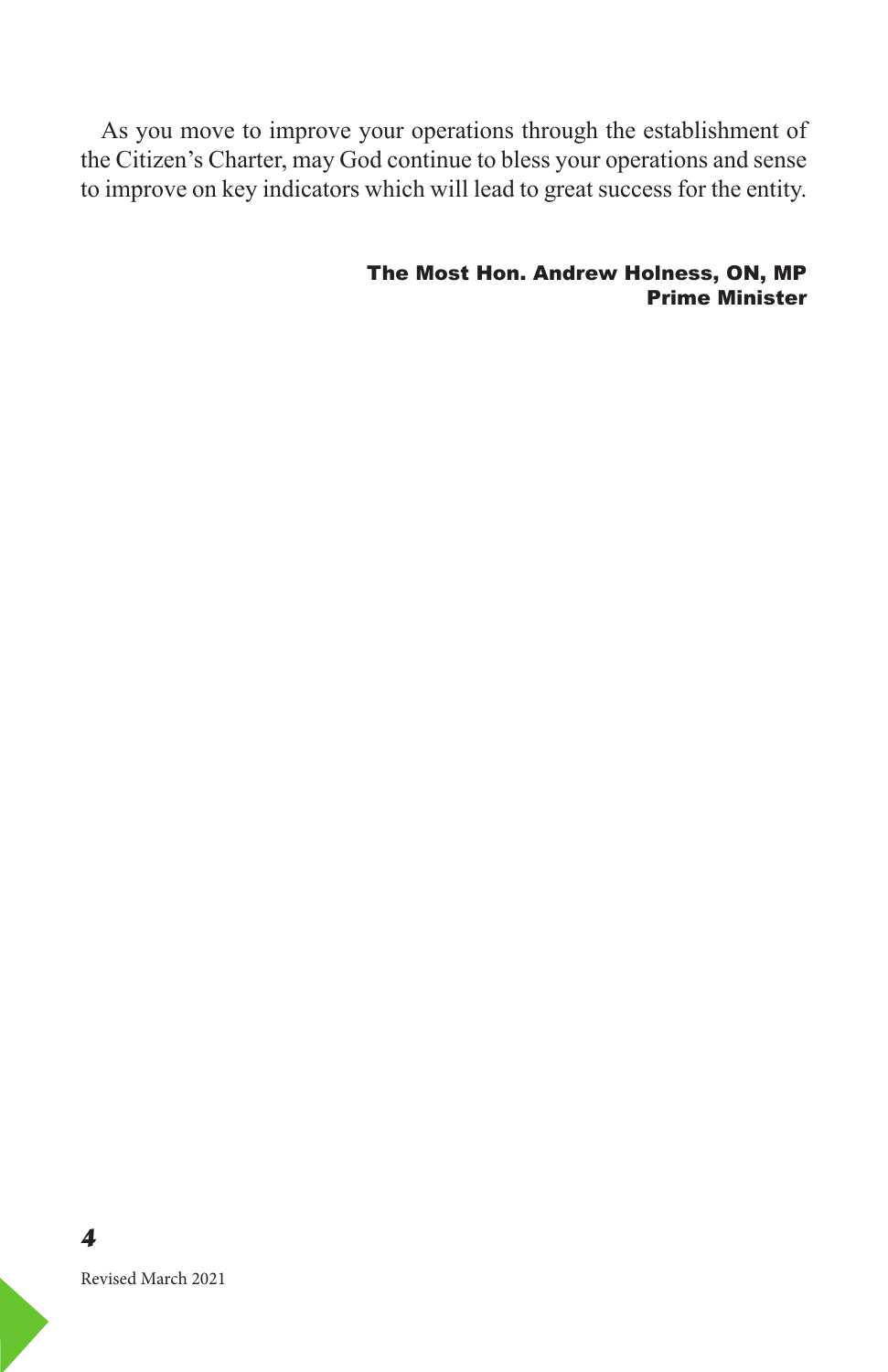As you move to improve your operations through the establishment of the Citizen's Charter, may God continue to bless your operations and sense to improve on key indicators which will lead to great success for the entity.

**The Most Hon. Andrew Holness, ON, MP**
**Prime Minister**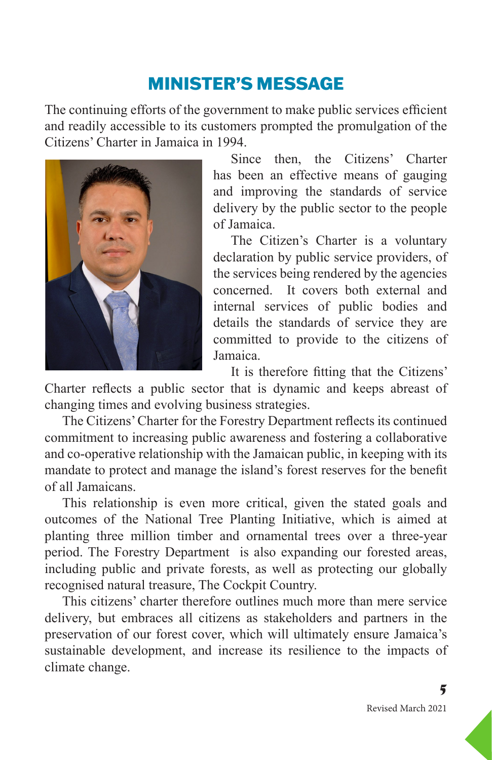# MINISTER'S MESSAGE

The continuing efforts of the government to make public services efficient and readily accessible to its customers prompted the promulgation of the Citizens' Charter in Jamaica in 1994.

Since then, the Citizens' Charter has been an effective means of gauging and improving the standards of service delivery by the public sector to the people of Jamaica.

The Citizen's Charter is a voluntary declaration by public service providers, of the services being rendered by the agencies concerned. It covers both external and internal services of public bodies and details the standards of service they are committed to provide to the citizens of Jamaica.

It is therefore fitting that the Citizens' Charter reflects a public sector that is dynamic and keeps abreast of changing times and evolving business strategies.

The Citizens' Charter for the Forestry Department reflects its continued commitment to increasing public awareness and fostering a collaborative and co-operative relationship with the Jamaican public, in keeping with its mandate to protect and manage the island's forest reserves for the benefit of all Jamaicans.

This relationship is even more critical, given the stated goals and outcomes of the National Tree Planting Initiative, which is aimed at planting three million timber and ornamental trees over a three-year period. The Forestry Department is also expanding our forested areas, including public and private forests, as well as protecting our globally recognised natural treasure, The Cockpit Country.

This citizens' charter therefore outlines much more than mere service delivery, but embraces all citizens as stakeholders and partners in the preservation of our forest cover, which will ultimately ensure Jamaica's sustainable development, and increase its resilience to the impacts of climate change.

Revised March 2021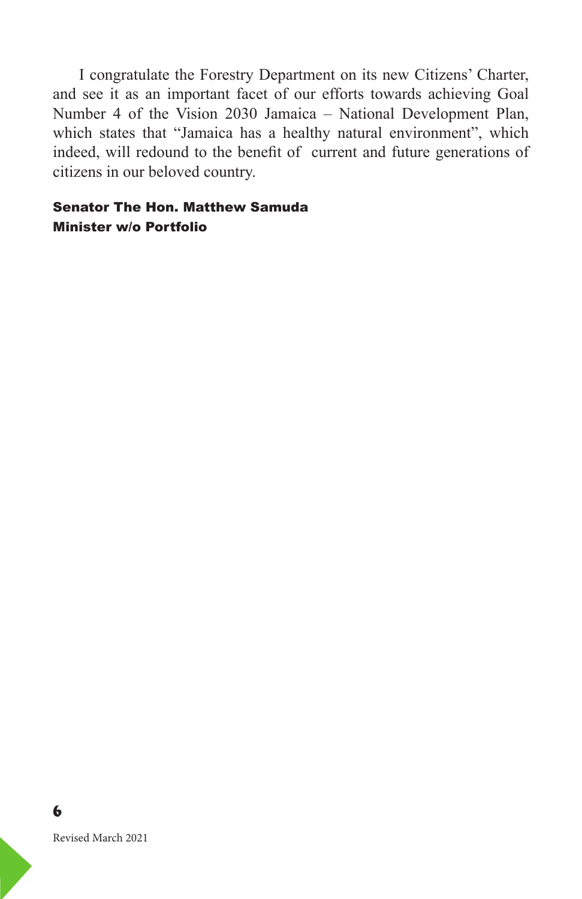I congratulate the Forestry Department on its new Citizens' Charter, and see it as an important facet of our efforts towards achieving Goal Number 4 of the Vision 2030 Jamaica – National Development Plan, which states that "Jamaica has a healthy natural environment", which indeed, will redound to the benefit of current and future generations of citizens in our beloved country.

**Senator The Hon. Matthew Samuda**
**Minister w/o Portfolio**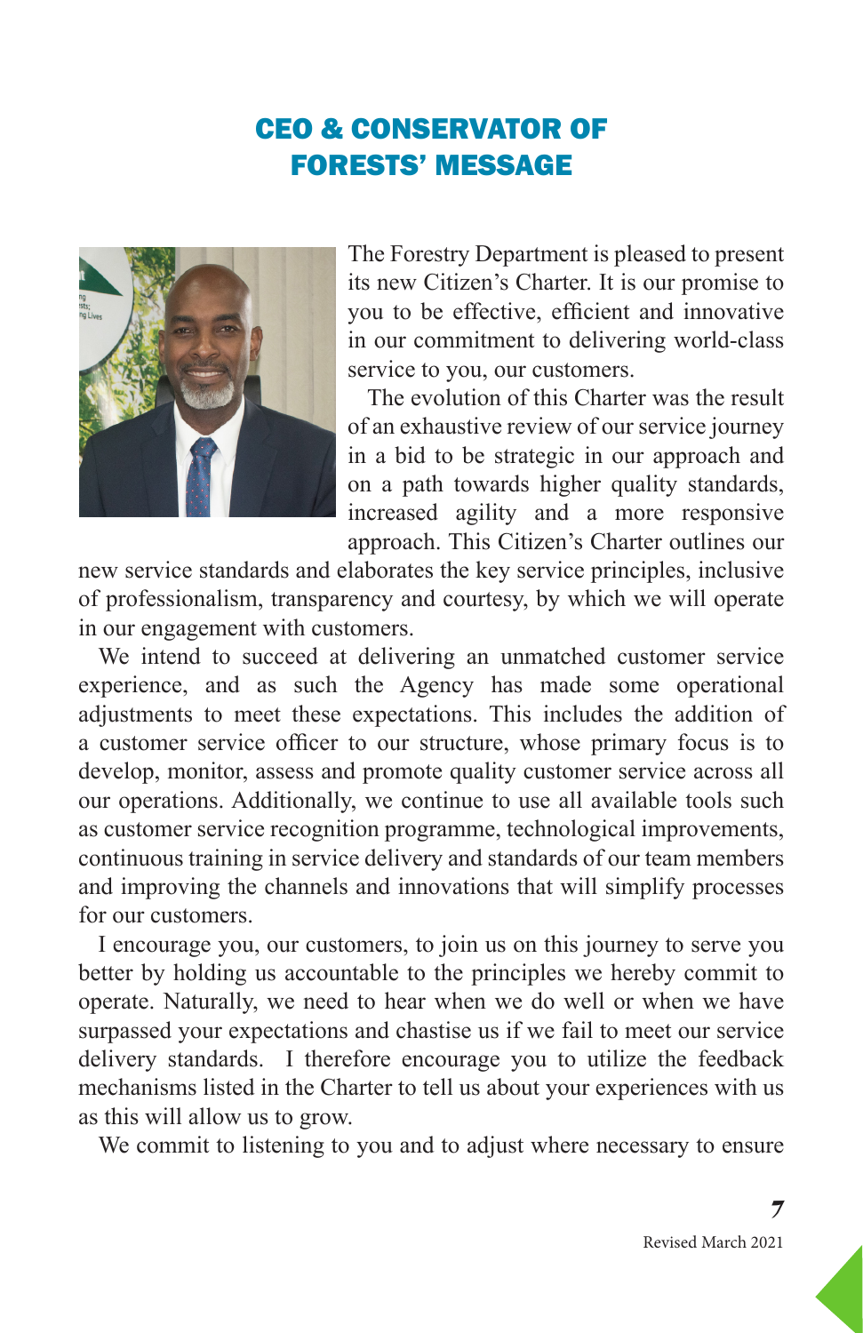# CEO & CONSERVATOR OF FORESTS' MESSAGE

The Forestry Department is pleased to present its new Citizen's Charter. It is our promise to you to be effective, efficient and innovative in our commitment to delivering world-class service to you, our customers.

The evolution of this Charter was the result of an exhaustive review of our service journey in a bid to be strategic in our approach and on a path towards higher quality standards, increased agility and a more responsive approach. This Citizen's Charter outlines our new service standards and elaborates the key service principles, inclusive of professionalism, transparency and courtesy, by which we will operate in our engagement with customers.

We intend to succeed at delivering an unmatched customer service experience, and as such the Agency has made some operational adjustments to meet these expectations. This includes the addition of a customer service officer to our structure, whose primary focus is to develop, monitor, assess and promote quality customer service across all our operations. Additionally, we continue to use all available tools such as customer service recognition programme, technological improvements, continuous training in service delivery and standards of our team members and improving the channels and innovations that will simplify processes for our customers.

I encourage you, our customers, to join us on this journey to serve you better by holding us accountable to the principles we hereby commit to operate. Naturally, we need to hear when we do well or when we have surpassed your expectations and chastise us if we fail to meet our service delivery standards. I therefore encourage you to utilize the feedback mechanisms listed in the Charter to tell us about your experiences with us as this will allow us to grow.

We commit to listening to you and to adjust where necessary to ensure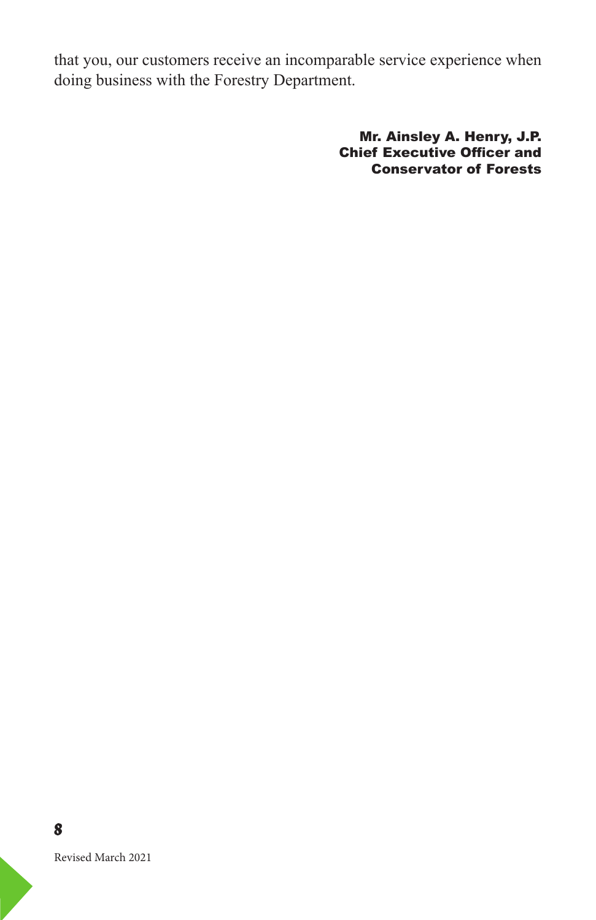that you, our customers receive an incomparable service experience when doing business with the Forestry Department.

**Mr. Ainsley A. Henry, J.P.**
**Chief Executive Officer and**
**Conservator of Forests**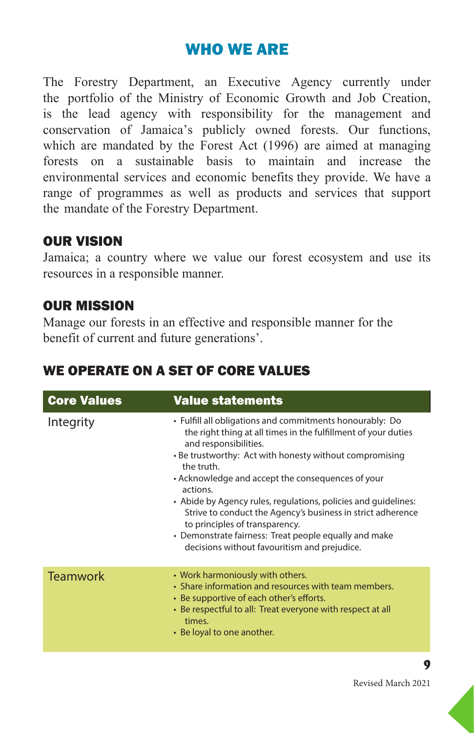## WHO WE ARE

The Forestry Department, an Executive Agency currently under the portfolio of the Ministry of Economic Growth and Job Creation, is the lead agency with responsibility for the management and conservation of Jamaica's publicly owned forests. Our functions, which are mandated by the Forest Act (1996) are aimed at managing forests on a sustainable basis to maintain and increase the environmental services and economic benefits they provide. We have a range of programmes as well as products and services that support the mandate of the Forestry Department.

### OUR VISION

Jamaica; a country where we value our forest ecosystem and use its resources in a responsible manner.

### OUR MISSION

Manage our forests in an effective and responsible manner for the benefit of current and future generations'.

## WE OPERATE ON A SET OF CORE VALUES

| Core Values | Value statements |
|---|---|
| Integrity | • Fulfill all obligations and commitments honourably: Do the right thing at all times in the fulfillment of your duties and responsibilities.<br>• Be trustworthy: Act with honesty without compromising the truth.<br>• Acknowledge and accept the consequences of your actions.<br>• Abide by Agency rules, regulations, policies and guidelines: Strive to conduct the Agency's business in strict adherence to principles of transparency.<br>• Demonstrate fairness: Treat people equally and make decisions without favouritism and prejudice. |
| Teamwork | • Work harmoniously with others.<br>• Share information and resources with team members.<br>• Be supportive of each other's efforts.<br>• Be respectful to all: Treat everyone with respect at all times.<br>• Be loyal to one another. |

Revised March 2021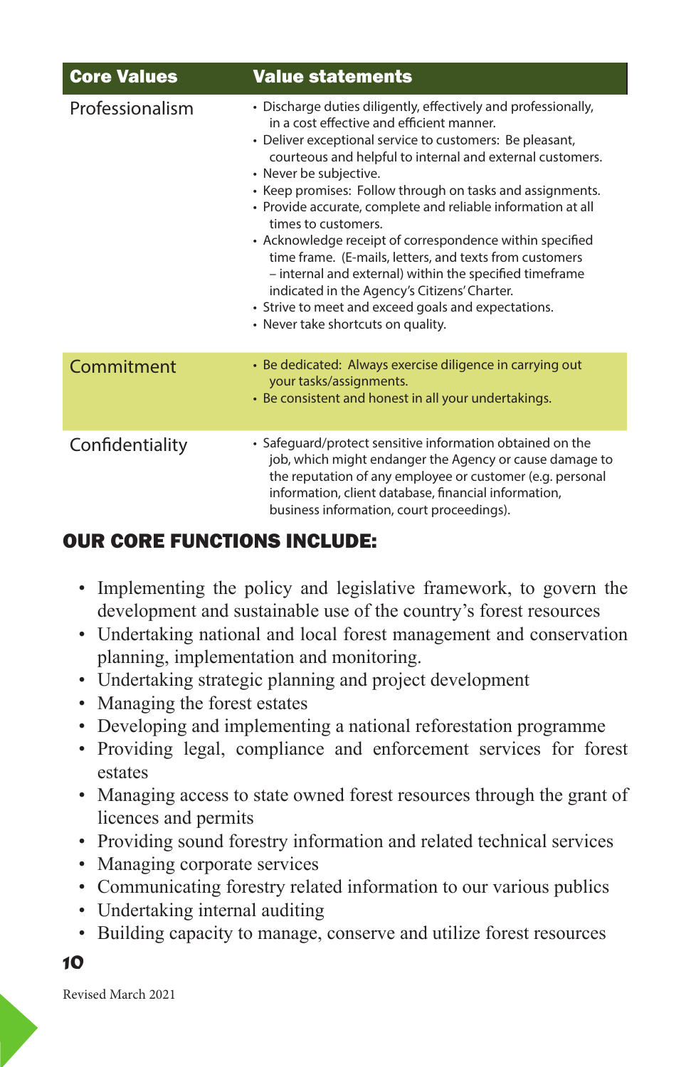| Core Values | Value statements |
|---|---|
| Professionalism | • Discharge duties diligently, effectively and professionally, in a cost effective and efficient manner.<br>• Deliver exceptional service to customers: Be pleasant, courteous and helpful to internal and external customers.<br>• Never be subjective.<br>• Keep promises: Follow through on tasks and assignments.<br>• Provide accurate, complete and reliable information at all times to customers.<br>• Acknowledge receipt of correspondence within specified time frame. (E-mails, letters, and texts from customers – internal and external) within the specified timeframe indicated in the Agency's Citizens' Charter.<br>• Strive to meet and exceed goals and expectations.<br>• Never take shortcuts on quality. |
| Commitment | • Be dedicated: Always exercise diligence in carrying out your tasks/assignments.<br>• Be consistent and honest in all your undertakings. |
| Confidentiality | • Safeguard/protect sensitive information obtained on the job, which might endanger the Agency or cause damage to the reputation of any employee or customer (e.g. personal information, client database, financial information, business information, court proceedings). |

## OUR CORE FUNCTIONS INCLUDE:

- Implementing the policy and legislative framework, to govern the development and sustainable use of the country's forest resources
- Undertaking national and local forest management and conservation planning, implementation and monitoring.
- Undertaking strategic planning and project development
- Managing the forest estates
- Developing and implementing a national reforestation programme
- Providing legal, compliance and enforcement services for forest estates
- Managing access to state owned forest resources through the grant of licences and permits
- Providing sound forestry information and related technical services
- Managing corporate services
- Communicating forestry related information to our various publics
- Undertaking internal auditing
- Building capacity to manage, conserve and utilize forest resources

Revised March 2021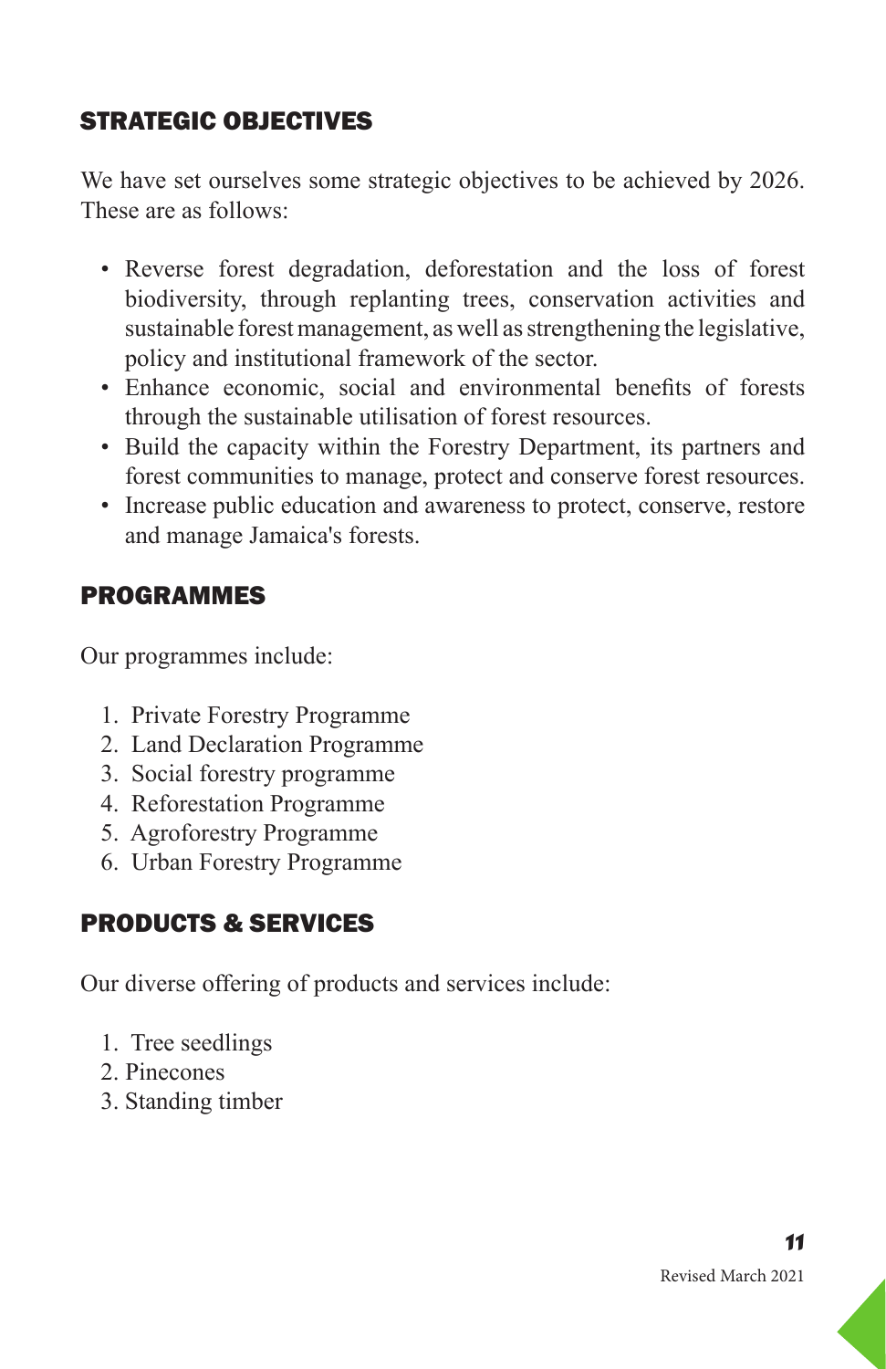## STRATEGIC OBJECTIVES

We have set ourselves some strategic objectives to be achieved by 2026. These are as follows:

- Reverse forest degradation, deforestation and the loss of forest biodiversity, through replanting trees, conservation activities and sustainable forest management, as well as strengthening the legislative, policy and institutional framework of the sector.
- Enhance economic, social and environmental benefits of forests through the sustainable utilisation of forest resources.
- Build the capacity within the Forestry Department, its partners and forest communities to manage, protect and conserve forest resources.
- Increase public education and awareness to protect, conserve, restore and manage Jamaica's forests.

## PROGRAMMES

Our programmes include:

1. Private Forestry Programme
2. Land Declaration Programme
3. Social forestry programme
4. Reforestation Programme
5. Agroforestry Programme
6. Urban Forestry Programme

## PRODUCTS & SERVICES

Our diverse offering of products and services include:

1. Tree seedlings
2. Pinecones
3. Standing timber

Revised March 2021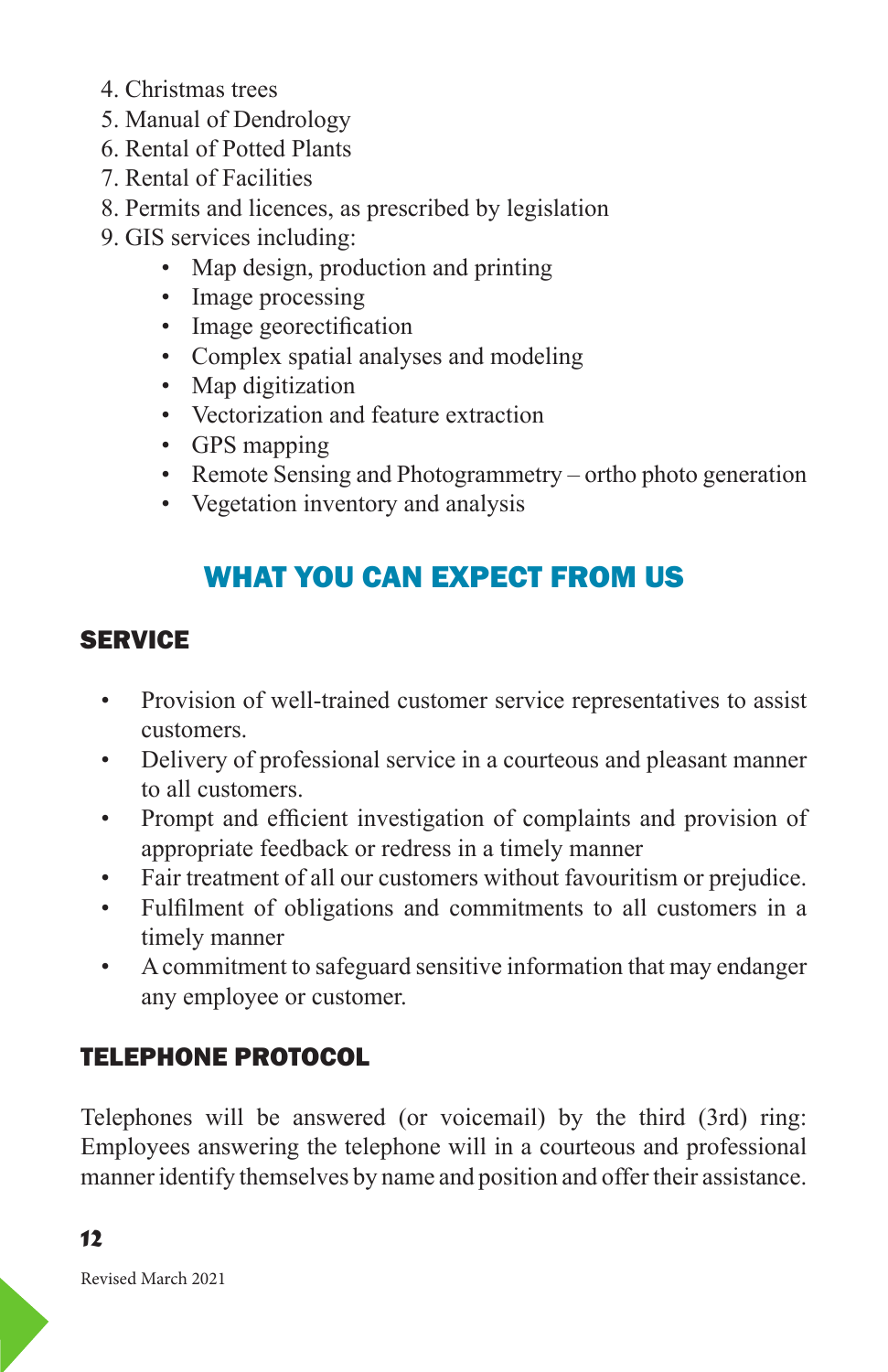4. Christmas trees
5. Manual of Dendrology
6. Rental of Potted Plants
7. Rental of Facilities
8. Permits and licences, as prescribed by legislation
9. GIS services including:
    - Map design, production and printing
    - Image processing
    - Image georectification
    - Complex spatial analyses and modeling
    - Map digitization
    - Vectorization and feature extraction
    - GPS mapping
    - Remote Sensing and Photogrammetry – ortho photo generation
    - Vegetation inventory and analysis

# WHAT YOU CAN EXPECT FROM US

## SERVICE

- Provision of well-trained customer service representatives to assist customers.
- Delivery of professional service in a courteous and pleasant manner to all customers.
- Prompt and efficient investigation of complaints and provision of appropriate feedback or redress in a timely manner
- Fair treatment of all our customers without favouritism or prejudice.
- Fulfilment of obligations and commitments to all customers in a timely manner
- A commitment to safeguard sensitive information that may endanger any employee or customer.

## TELEPHONE PROTOCOL

Telephones will be answered (or voicemail) by the third (3rd) ring: Employees answering the telephone will in a courteous and professional manner identify themselves by name and position and offer their assistance.

Revised March 2021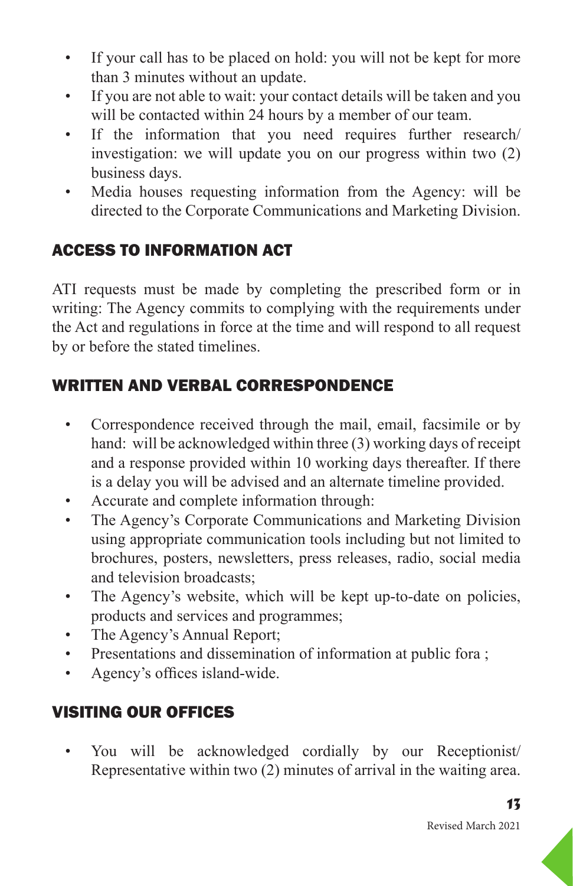- If your call has to be placed on hold: you will not be kept for more than 3 minutes without an update.
- If you are not able to wait: your contact details will be taken and you will be contacted within 24 hours by a member of our team.
- If the information that you need requires further research/ investigation: we will update you on our progress within two (2) business days.
- Media houses requesting information from the Agency: will be directed to the Corporate Communications and Marketing Division.

## ACCESS TO INFORMATION ACT

ATI requests must be made by completing the prescribed form or in writing: The Agency commits to complying with the requirements under the Act and regulations in force at the time and will respond to all request by or before the stated timelines.

## WRITTEN AND VERBAL CORRESPONDENCE

- Correspondence received through the mail, email, facsimile or by hand: will be acknowledged within three (3) working days of receipt and a response provided within 10 working days thereafter. If there is a delay you will be advised and an alternate timeline provided.
- Accurate and complete information through:
- The Agency's Corporate Communications and Marketing Division using appropriate communication tools including but not limited to brochures, posters, newsletters, press releases, radio, social media and television broadcasts;
- The Agency's website, which will be kept up-to-date on policies, products and services and programmes;
- The Agency's Annual Report;
- Presentations and dissemination of information at public fora ;
- Agency's offices island-wide.

## VISITING OUR OFFICES

- You will be acknowledged cordially by our Receptionist/ Representative within two (2) minutes of arrival in the waiting area.

Revised March 2021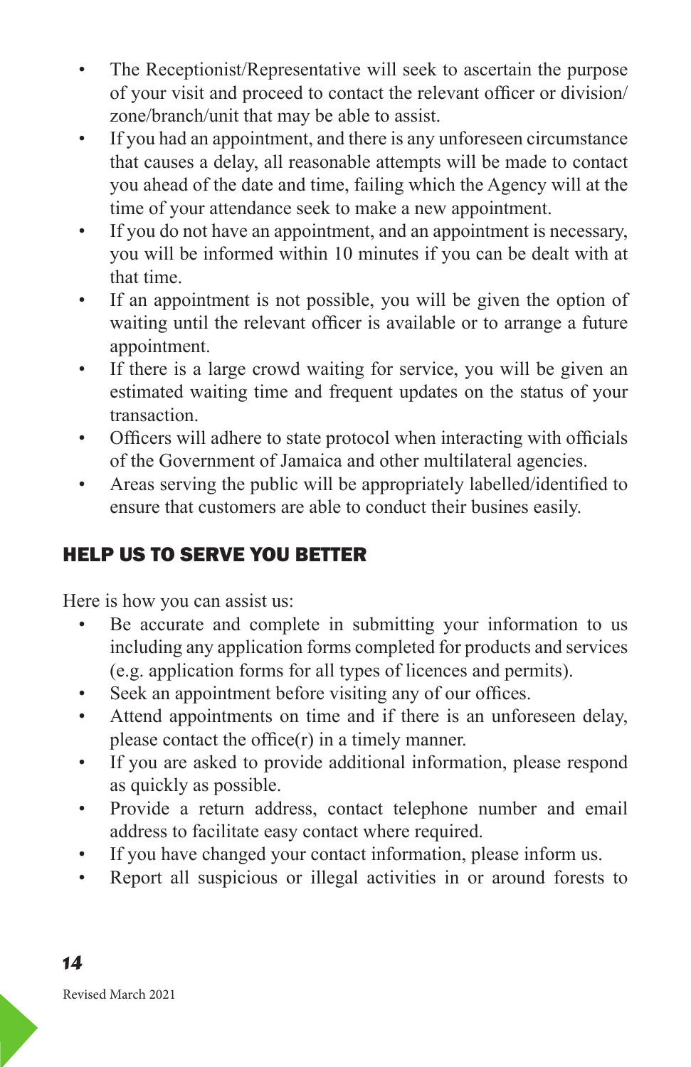- The Receptionist/Representative will seek to ascertain the purpose of your visit and proceed to contact the relevant officer or division/ zone/branch/unit that may be able to assist.
- If you had an appointment, and there is any unforeseen circumstance that causes a delay, all reasonable attempts will be made to contact you ahead of the date and time, failing which the Agency will at the time of your attendance seek to make a new appointment.
- If you do not have an appointment, and an appointment is necessary, you will be informed within 10 minutes if you can be dealt with at that time.
- If an appointment is not possible, you will be given the option of waiting until the relevant officer is available or to arrange a future appointment.
- If there is a large crowd waiting for service, you will be given an estimated waiting time and frequent updates on the status of your transaction.
- Officers will adhere to state protocol when interacting with officials of the Government of Jamaica and other multilateral agencies.
- Areas serving the public will be appropriately labelled/identified to ensure that customers are able to conduct their busines easily.

## HELP US TO SERVE YOU BETTER

Here is how you can assist us:

- Be accurate and complete in submitting your information to us including any application forms completed for products and services (e.g. application forms for all types of licences and permits).
- Seek an appointment before visiting any of our offices.
- Attend appointments on time and if there is an unforeseen delay, please contact the office(r) in a timely manner.
- If you are asked to provide additional information, please respond as quickly as possible.
- Provide a return address, contact telephone number and email address to facilitate easy contact where required.
- If you have changed your contact information, please inform us.
- Report all suspicious or illegal activities in or around forests to

Revised March 2021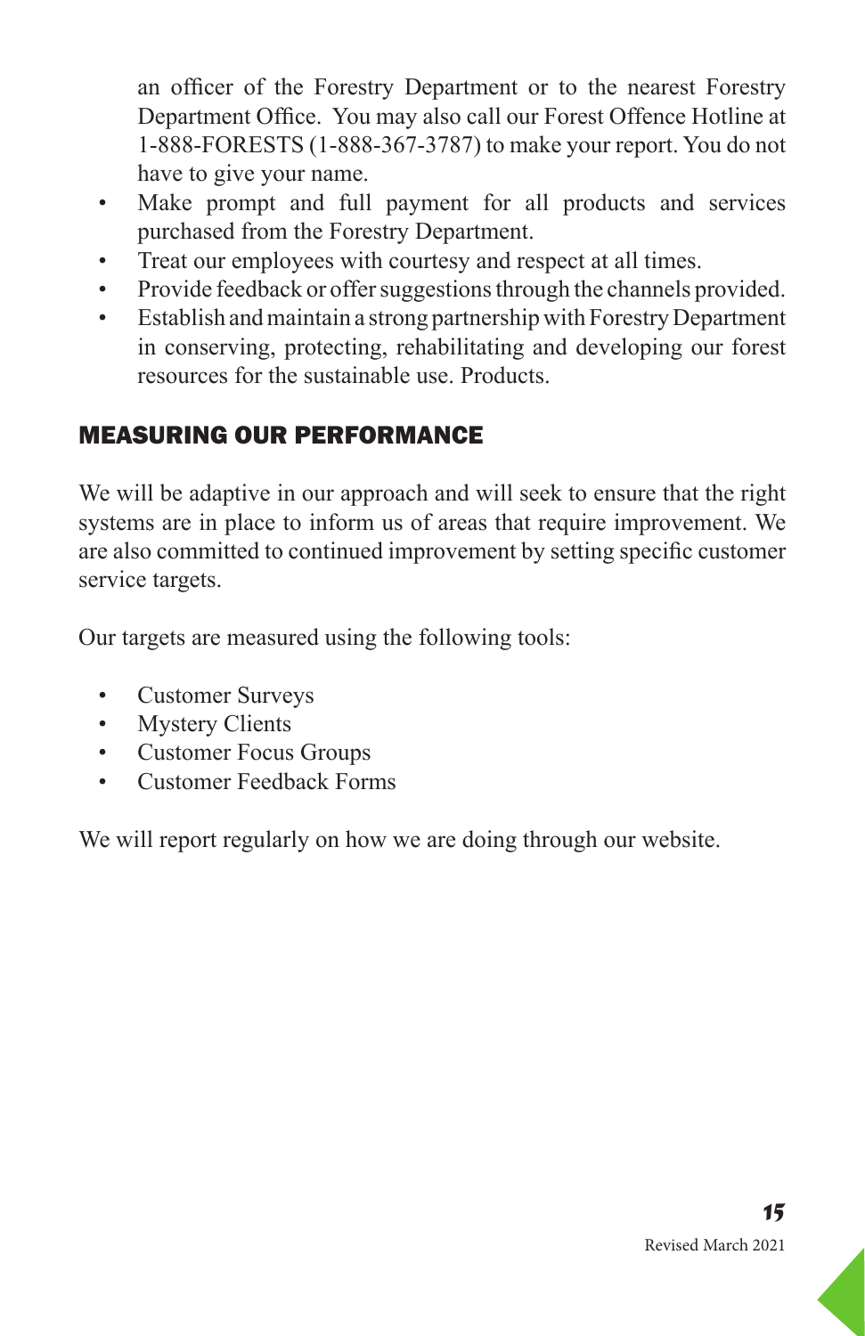an officer of the Forestry Department or to the nearest Forestry Department Office. You may also call our Forest Offence Hotline at 1-888-FORESTS (1-888-367-3787) to make your report. You do not have to give your name.

- Make prompt and full payment for all products and services purchased from the Forestry Department.
- Treat our employees with courtesy and respect at all times.
- Provide feedback or offer suggestions through the channels provided.
- Establish and maintain a strong partnership with Forestry Department in conserving, protecting, rehabilitating and developing our forest resources for the sustainable use. Products.

## MEASURING OUR PERFORMANCE

We will be adaptive in our approach and will seek to ensure that the right systems are in place to inform us of areas that require improvement. We are also committed to continued improvement by setting specific customer service targets.

Our targets are measured using the following tools:

- Customer Surveys
- Mystery Clients
- Customer Focus Groups
- Customer Feedback Forms

We will report regularly on how we are doing through our website.

Revised March 2021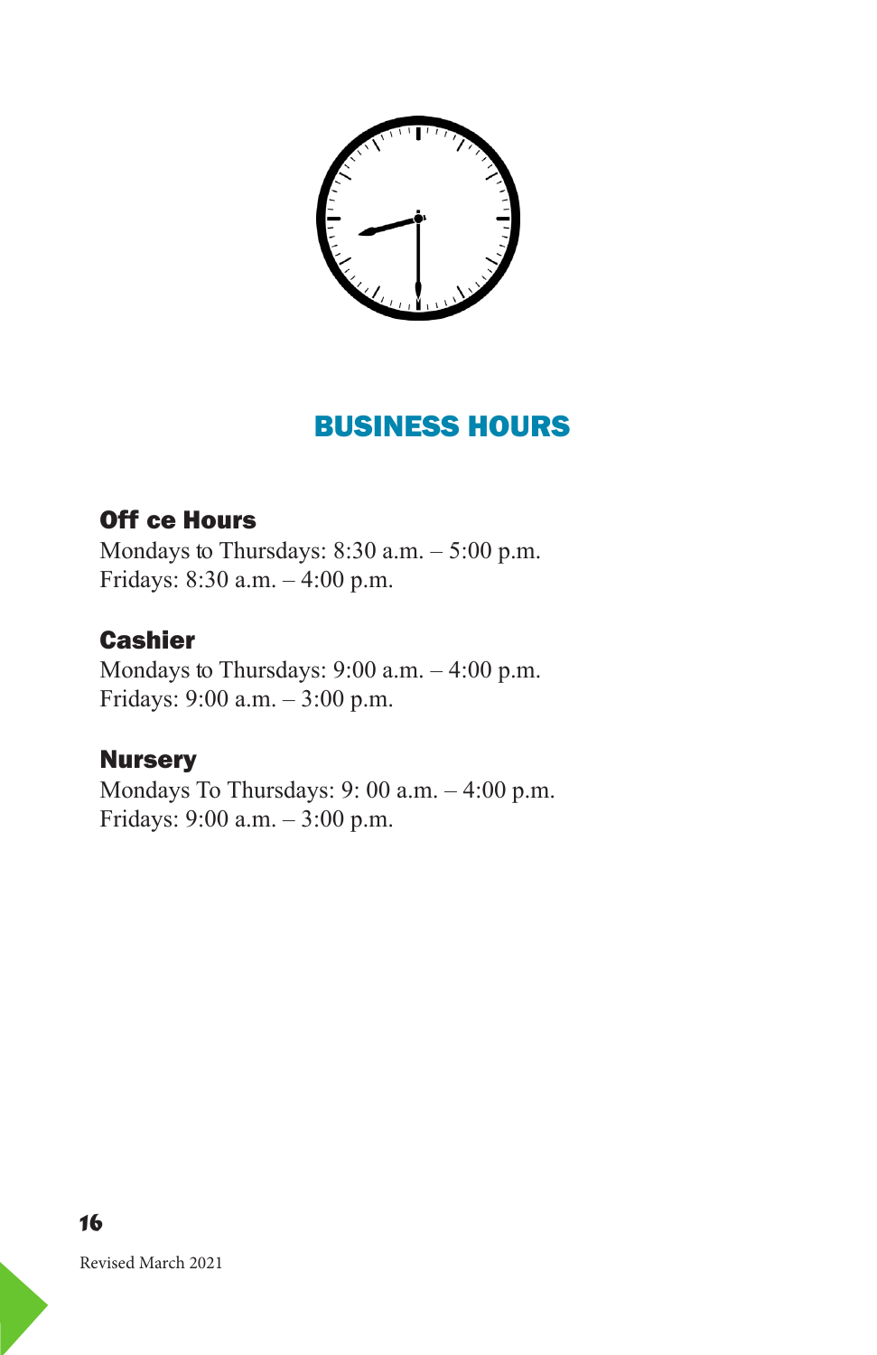## BUSINESS HOURS

### Off ce Hours

Mondays to Thursdays: 8:30 a.m. – 5:00 p.m.
Fridays: 8:30 a.m. – 4:00 p.m.

### Cashier

Mondays to Thursdays: 9:00 a.m. – 4:00 p.m.
Fridays: 9:00 a.m. – 3:00 p.m.

### Nursery

Mondays To Thursdays: 9: 00 a.m. – 4:00 p.m.
Fridays: 9:00 a.m. – 3:00 p.m.

Revised March 2021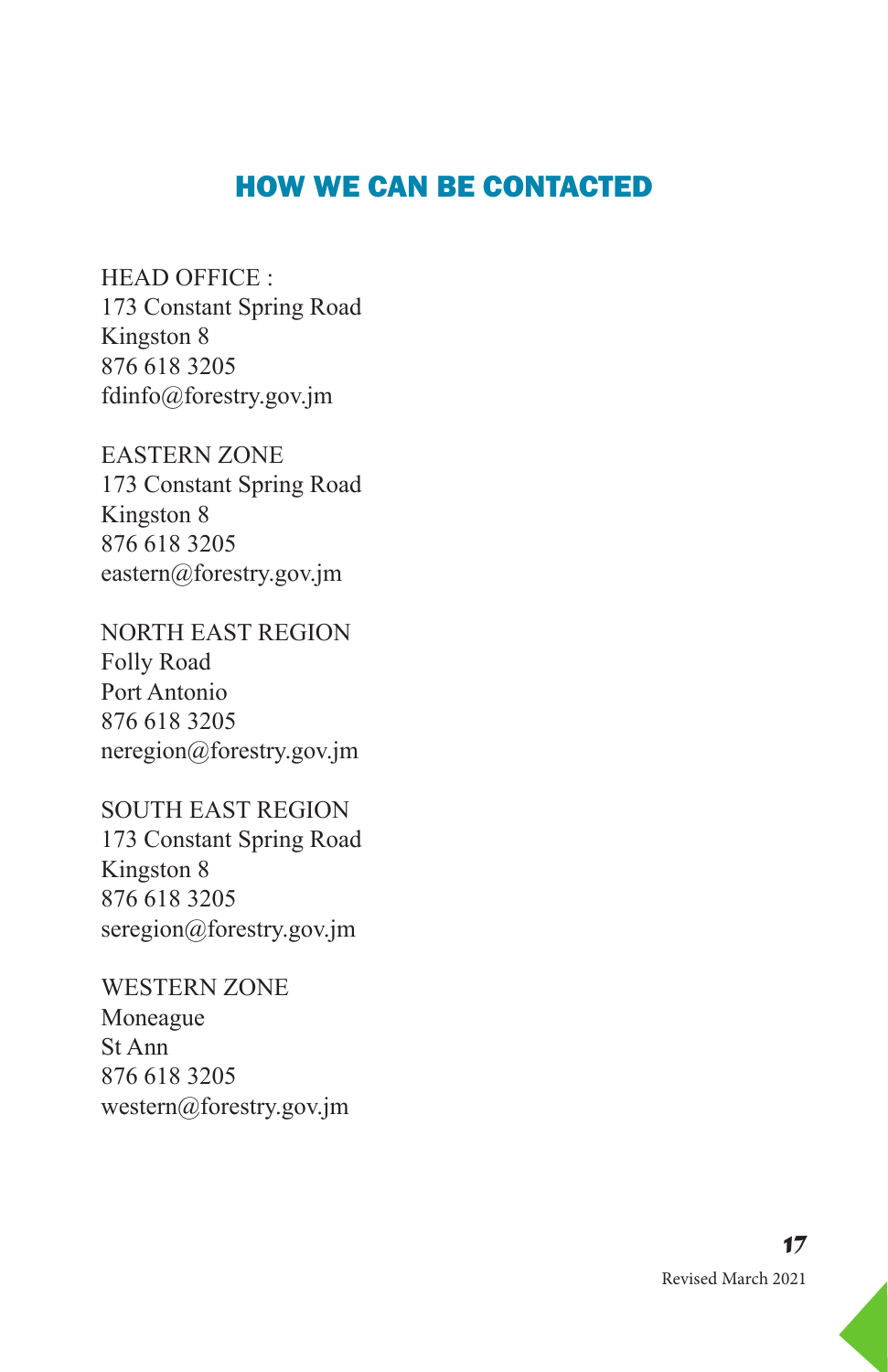## HOW WE CAN BE CONTACTED

HEAD OFFICE :
173 Constant Spring Road
Kingston 8
876 618 3205
fdinfo@forestry.gov.jm

EASTERN ZONE
173 Constant Spring Road
Kingston 8
876 618 3205
eastern@forestry.gov.jm

NORTH EAST REGION
Folly Road
Port Antonio
876 618 3205
neregion@forestry.gov.jm

SOUTH EAST REGION
173 Constant Spring Road
Kingston 8
876 618 3205
seregion@forestry.gov.jm

WESTERN ZONE
Moneague
St Ann
876 618 3205
western@forestry.gov.jm

Revised March 2021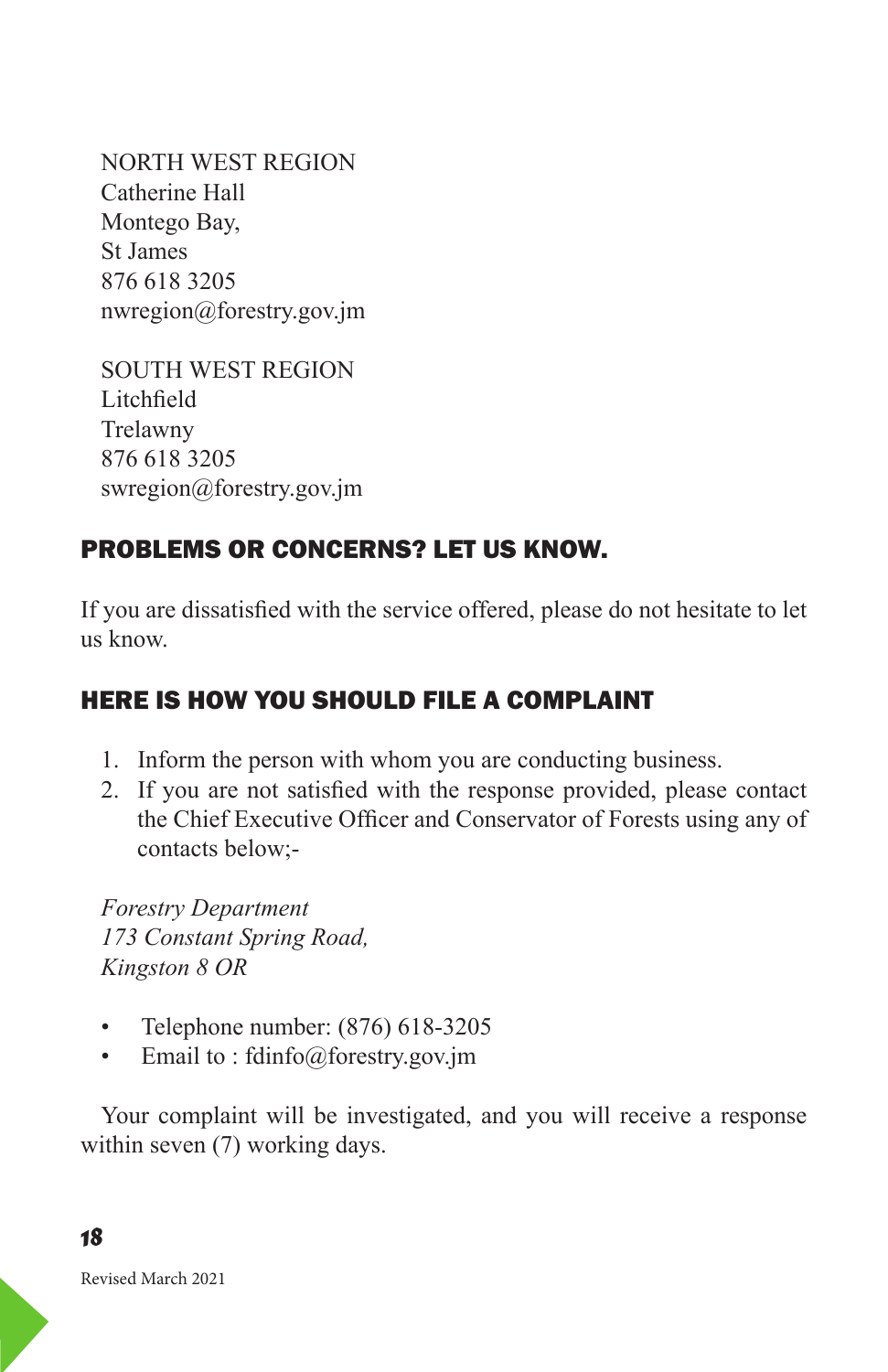NORTH WEST REGION
Catherine Hall
Montego Bay,
St James
876 618 3205
nwregion@forestry.gov.jm

SOUTH WEST REGION
Litchfield
Trelawny
876 618 3205
swregion@forestry.gov.jm

## PROBLEMS OR CONCERNS? LET US KNOW.

If you are dissatisfied with the service offered, please do not hesitate to let us know.

## HERE IS HOW YOU SHOULD FILE A COMPLAINT

1. Inform the person with whom you are conducting business.
2. If you are not satisfied with the response provided, please contact the Chief Executive Officer and Conservator of Forests using any of contacts below;-

*Forestry Department*
*173 Constant Spring Road,*
*Kingston 8 OR*

- Telephone number: (876) 618-3205
- Email to : fdinfo@forestry.gov.jm

Your complaint will be investigated, and you will receive a response within seven (7) working days.

Revised March 2021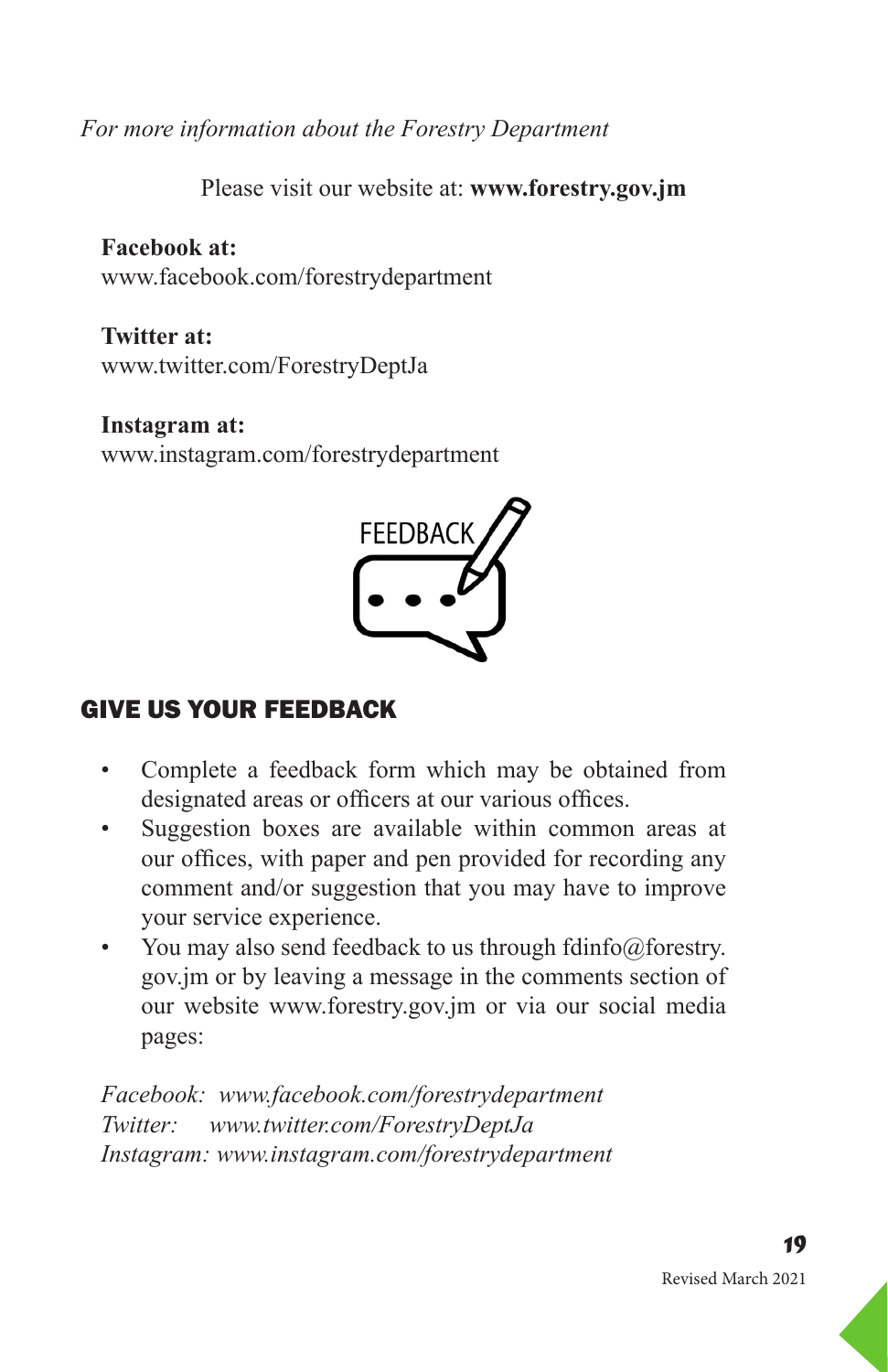*For more information about the Forestry Department*

Please visit our website at: **www.forestry.gov.jm**

**Facebook at:**
www.facebook.com/forestrydepartment

**Twitter at:**
www.twitter.com/ForestryDeptJa

**Instagram at:**
www.instagram.com/forestrydepartment

## GIVE US YOUR FEEDBACK

- Complete a feedback form which may be obtained from designated areas or officers at our various offices.
- Suggestion boxes are available within common areas at our offices, with paper and pen provided for recording any comment and/or suggestion that you may have to improve your service experience.
- You may also send feedback to us through fdinfo@forestry.gov.jm or by leaving a message in the comments section of our website www.forestry.gov.jm or via our social media pages:

*Facebook: www.facebook.com/forestrydepartment*
*Twitter: www.twitter.com/ForestryDeptJa*
*Instagram: www.instagram.com/forestrydepartment*

Revised March 2021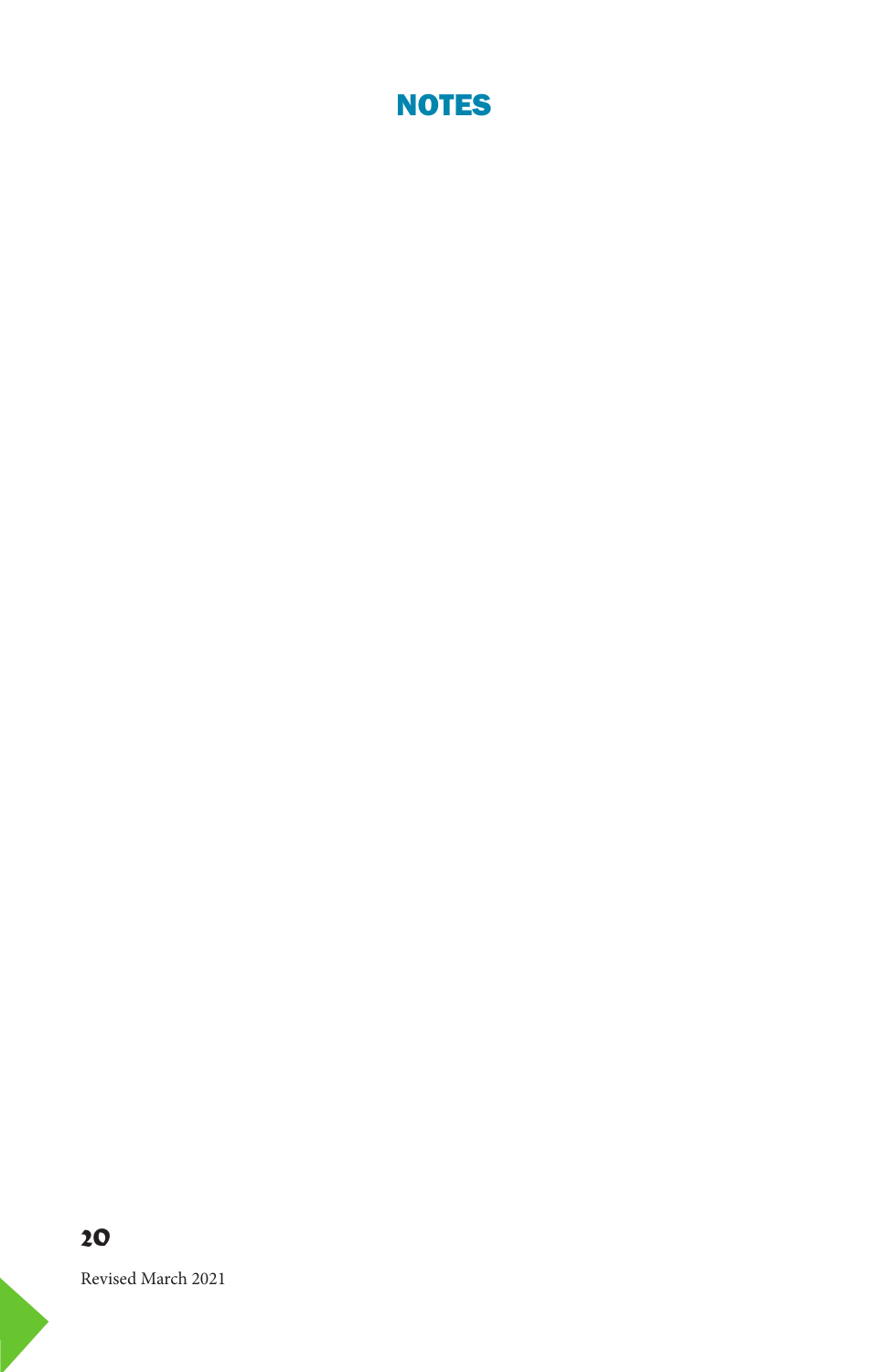# NOTES